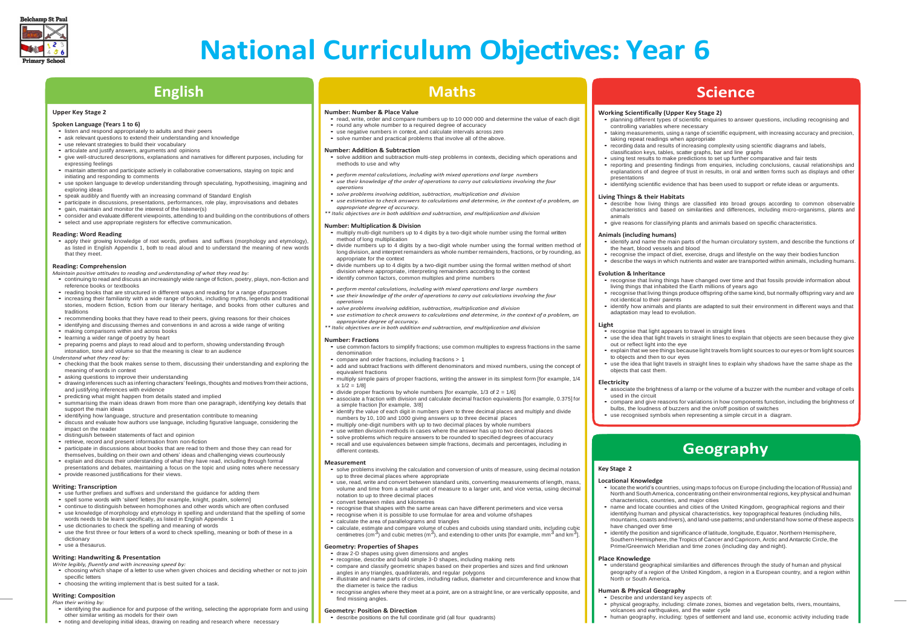# National Curriculum Objectives: Year 6

## English

### Upper Key Stage 2

#### Spoken Language (Years 1 to 6)

- listen and respond appropriately to adults and their peers
- ask relevant questions to extend their understanding and knowledge
- use relevant strategies to build their vocabulary
- articulate and justify answers, arguments and opinions
- give well-structured descriptions, explanations and narratives for different purposes, including for expressing feelings
- maintain attention and participate actively in collaborative conversations, staying on topic and initiating and responding to comments
- use spoken language to develop understanding through speculating, hypothesising, imagining and exploring ideas
- speak audibly and fluently with an increasing command of Standard English
- participate in discussions, presentations, performances, role play, improvisations and debates
- gain, maintain and monitor the interest of the listener(s)
- consider and evaluate different viewpoints, attending to and building on the contributions of others
- select and use appropriate registers for effective communication.

#### Reading: Word Reading

- apply their growing knowledge of root words, prefixes and suffixes (morphology and etymology), as listed in English Appendix 1, both to read aloud and to understand the meaning of new words that they meet.

#### Reading: Comprehension

*Maintain positive attitudes to reading and understanding of what they read by:*

- continuing to read and discuss an increasingly wide range of fiction, poetry, plays, non-fiction and reference books or textbooks
- reading books that are structured in different ways and reading for a range of purposes
- increasing their familiarity with a wide range of books, including myths, legends and traditional stories, modern fiction, fiction from our literary heritage, and books from other cultures and traditions
- recommending books that they have read to their peers, giving reasons for their choices
- identifying and discussing themes and conventions in and across a wide range of writing
- making comparisons within and across books
- learning a wider range of poetry by heart
- preparing poems and plays to read aloud and to perform, showing understanding through intonation, tone and volume so that the meaning is clear to an audience

*Understand what they read by:*

- checking that the book makes sense to them, discussing their understanding and exploring the meaning of words in context
- asking questions to improve their understanding
- drawing inferences such as inferring characters' feelings, thoughts and motives from their actions, and justifying inferences with evidence
- predicting what might happen from details stated and implied
- summarising the main ideas drawn from more than one paragraph, identifying key details that support the main ideas
- identifying how language, structure and presentation contribute to meaning
- discuss and evaluate how authors use language, including figurative language, considering the impact on the reader
- distinguish between statements of fact and opinion
- retrieve, record and present information from non-fiction
- participate in discussions about books that are read to them and those they can read for themselves, building on their own and others' ideas and challenging views courteously
- explain and discuss their understanding of what they have read, including through formal presentations and debates, maintaining a focus on the topic and using notes where necessary
- provide reasoned justifications for their views.

#### Writing: Transcription

- use further prefixes and suffixes and understand the guidance for adding them
- spell some words with 'silent' letters [for example, knight, psalm, solemn]
- continue to distinguish between homophones and other words which are often confused
- use knowledge of morphology and etymology in spelling and understand that the spelling of some words needs to be learnt specifically, as listed in English Appendix 1
- use dictionaries to check the spelling and meaning of words
- use the first three or four letters of a word to check spelling, meaning or both of these in a dictionary
- use a thesaurus.

#### Writing: Handwriting & Presentation

*Write legibly, fluently and with increasing speed by:*

- choosing which shape of a letter to use when given choices and deciding whether or not to join specific letters
- choosing the writing implement that is best suited for a task.

#### Writing: Composition

*Plan their writing by:*

- identifying the audience for and purpose of the writing, selecting the appropriate form and using other similar writing as models for their own
- noting and developing initial ideas, drawing on reading and research where necessary

## Maths

#### Number: Number & Place Value

- read, write, order and compare numbers up to 10 000 000 and determine the value of each digit
- round any whole number to a required degree of accuracy
- use negative numbers in context, and calculate intervals across zero
- solve number and practical problems that involve all of the above.

#### Number: Addition & Subtraction

- solve addition and subtraction multi-step problems in contexts, deciding which operations and methods to use and why
- *perform mental calculations, including with mixed operations and large numbers*
- *use their knowledge of the order of operations to carry out calculations involving the four operations*
- *solve problems involving addition, subtraction, multiplication and division*
- *use estimation to check answers to calculations and determine, in the context of a problem, an appropriate degree of accuracy.*

*\*\* Italic objectives are in both addition and subtraction, and multiplication and division*

#### Number: Multiplication & Division

- multiply multi-digit numbers up to 4 digits by a two-digit whole number using the formal written method of long multiplication
- divide numbers up to 4 digits by a two-digit whole number using the formal written method of long division, and interpret remainders as whole number remainders, fractions, or by rounding, as appropriate for the context
- divide numbers up to 4 digits by a two-digit number using the formal written method of short division where appropriate, interpreting remainders according to the context
- identify common factors, common multiples and prime numbers
- *perform mental calculations, including with mixed operations and large numbers*
- *use their knowledge of the order of operations to carry out calculations involving the four operations*
- *solve problems involving addition, subtraction, multiplication and division*
- *use estimation to check answers to calculations and determine, in the context of a problem, an appropriate degree of accuracy.*

*\*\* Italic objectives are in both addition and subtraction, and multiplication and division*

#### Number: Fractions

- use common factors to simplify fractions; use common multiples to express fractions in the same denomination
- compare and order fractions, including fractions > 1
- add and subtract fractions with different denominators and mixed numbers, using the concept of equivalent fractions
- multiply simple pairs of proper fractions, writing the answer in its simplest form [for example, $1/4 \times 1/2 = 1/8$]
- divide proper fractions by whole numbers [for example, $1/3$ of $2 = 1/6$]
- associate a fraction with division and calculate decimal fraction equivalents [for example, 0.375] for a simple fraction [for example, $3/8$]
- identify the value of each digit in numbers given to three decimal places and multiply and divide numbers by 10, 100 and 1000 giving answers up to three decimal places
- multiply one-digit numbers with up to two decimal places by whole numbers
- use written division methods in cases where the answer has up to two decimal places
- solve problems which require answers to be rounded to specified degrees of accuracy
- recall and use equivalences between simple fractions, decimals and percentages, including in different contexts.

#### Measurement

- solve problems involving the calculation and conversion of units of measure, using decimal notation up to three decimal places where appropriate
- use, read, write and convert between standard units, converting measurements of length, mass, volume and time from a smaller unit of measure to a larger unit, and vice versa, using decimal notation to up to three decimal places
- convert between miles and kilometres
- recognise that shapes with the same areas can have different perimeters and vice versa
- recognise when it is possible to use formulae for area and volume of shapes
- calculate the area of parallelograms and triangles
- calculate, estimate and compare volume of cubes and cuboids using standard units, including cubic centimetres ($cm^3$) and cubic metres ($m^3$), and extending to other units [for example, $mm^3$ and $km^3$].

#### Geometry: Properties of Shapes

- draw 2-D shapes using given dimensions and angles
- recognise, describe and build simple 3-D shapes, including making nets
- compare and classify geometric shapes based on their properties and sizes and find unknown angles in any triangles, quadrilaterals, and regular polygons
- illustrate and name parts of circles, including radius, diameter and circumference and know that the diameter is twice the radius
- recognise angles where they meet at a point, are on a straight line, or are vertically opposite, and find missing angles.

#### Geometry: Position & Direction

- describe positions on the full coordinate grid (all four quadrants)

## Science

#### Working Scientifically (Upper Key Stage 2)

- planning different types of scientific enquiries to answer questions, including recognising and controlling variables where necessary
- taking measurements, using a range of scientific equipment, with increasing accuracy and precision, taking repeat readings when appropriate
- recording data and results of increasing complexity using scientific diagrams and labels, classification keys, tables, scatter graphs, bar and line graphs
- using test results to make predictions to set up further comparative and fair tests
- reporting and presenting findings from enquiries, including conclusions, causal relationships and explanations of and degree of trust in results, in oral and written forms such as displays and other presentations
- identifying scientific evidence that has been used to support or refute ideas or arguments.

#### Living Things & their Habitats

- describe how living things are classified into broad groups according to common observable characteristics and based on similarities and differences, including micro-organisms, plants and animals
- give reasons for classifying plants and animals based on specific characteristics.

#### Animals (including humans)

- identify and name the main parts of the human circulatory system, and describe the functions of the heart, blood vessels and blood
- recognise the impact of diet, exercise, drugs and lifestyle on the way their bodies function
- describe the ways in which nutrients and water are transported within animals, including humans.

#### Evolution & Inheritance

- recognise that living things have changed over time and that fossils provide information about living things that inhabited the Earth millions of years ago
- recognise that living things produce offspring of the same kind, but normally offspring vary and are not identical to their parents
- identify how animals and plants are adapted to suit their environment in different ways and that adaptation may lead to evolution.

#### Light

- recognise that light appears to travel in straight lines
- use the idea that light travels in straight lines to explain that objects are seen because they give out or reflect light into the eye
- explain that we see things because light travels from light sources to our eyes or from light sources to objects and then to our eyes
- use the idea that light travels in straight lines to explain why shadows have the same shape as the objects that cast them.

#### Electricity

- associate the brightness of a lamp or the volume of a buzzer with the number and voltage of cells used in the circuit
- compare and give reasons for variations in how components function, including the brightness of bulbs, the loudness of buzzers and the on/off position of switches
- use recognised symbols when representing a simple circuit in a diagram.

## Geography

### Key Stage 2

#### Locational Knowledge

- locate the world's countries, using maps to focus on Europe (including the location of Russia) and North and South America, concentrating on their environmental regions, key physical and human characteristics, countries, and major cities
- name and locate counties and cities of the United Kingdom, geographical regions and their identifying human and physical characteristics, key topographical features (including hills, mountains, coasts and rivers), and land-use patterns; and understand how some of these aspects have changed over time
- identify the position and significance of latitude, longitude, Equator, Northern Hemisphere, Southern Hemisphere, the Tropics of Cancer and Capricorn, Arctic and Antarctic Circle, the Prime/Greenwich Meridian and time zones (including day and night).

#### Place Knowledge

- understand geographical similarities and differences through the study of human and physical geography of a region of the United Kingdom, a region in a European country, and a region within North or South America.

#### Human & Physical Geography

- Describe and understand key aspects of:
- physical geography, including: climate zones, biomes and vegetation belts, rivers, mountains, volcanoes and earthquakes, and the water cycle
- human geography, including: types of settlement and land use, economic activity including trade